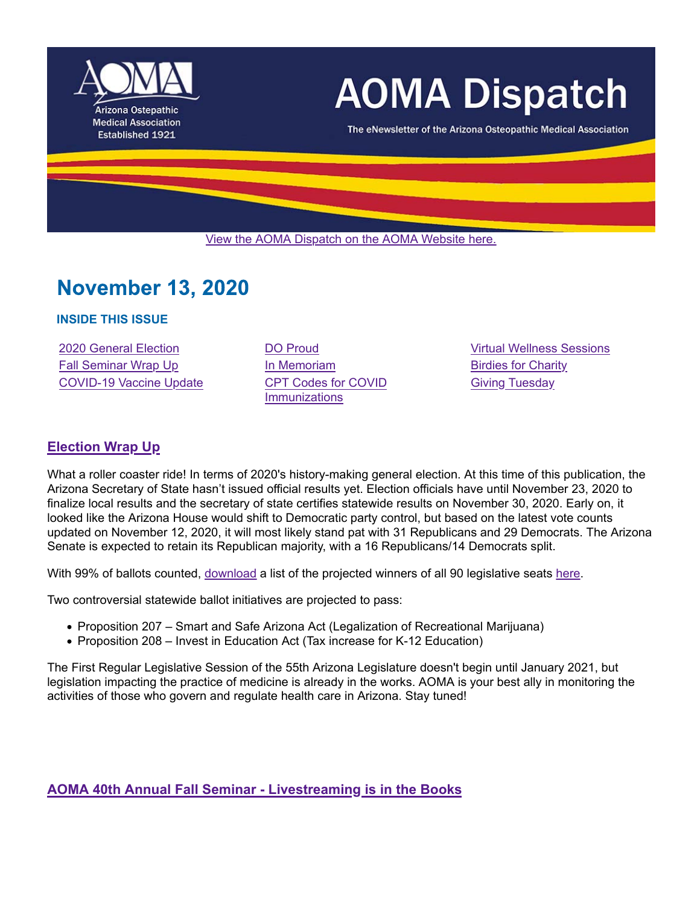# AOMA Dispatch

Arizona Ostepathic Medical Association
Established 1921

The eNewsletter of the Arizona Osteopathic Medical Association

View the AOMA Dispatch on the AOMA Website here.

## November 13, 2020

### INSIDE THIS ISSUE

- 2020 General Election
- Fall Seminar Wrap Up
- COVID-19 Vaccine Update
- DO Proud
- In Memoriam
- CPT Codes for COVID Immunizations
- Virtual Wellness Sessions
- Birdies for Charity
- Giving Tuesday

## Election Wrap Up

What a roller coaster ride! In terms of 2020's history-making general election. At this time of this publication, the Arizona Secretary of State hasn't issued official results yet. Election officials have until November 23, 2020 to finalize local results and the secretary of state certifies statewide results on November 30, 2020. Early on, it looked like the Arizona House would shift to Democratic party control, but based on the latest vote counts updated on November 12, 2020, it will most likely stand pat with 31 Republicans and 29 Democrats. The Arizona Senate is expected to retain its Republican majority, with a 16 Republicans/14 Democrats split.

With 99% of ballots counted, download a list of the projected winners of all 90 legislative seats here.

Two controversial statewide ballot initiatives are projected to pass:

- Proposition 207 – Smart and Safe Arizona Act (Legalization of Recreational Marijuana)
- Proposition 208 – Invest in Education Act (Tax increase for K-12 Education)

The First Regular Legislative Session of the 55th Arizona Legislature doesn't begin until January 2021, but legislation impacting the practice of medicine is already in the works. AOMA is your best ally in monitoring the activities of those who govern and regulate health care in Arizona. Stay tuned!

## AOMA 40th Annual Fall Seminar - Livestreaming is in the Books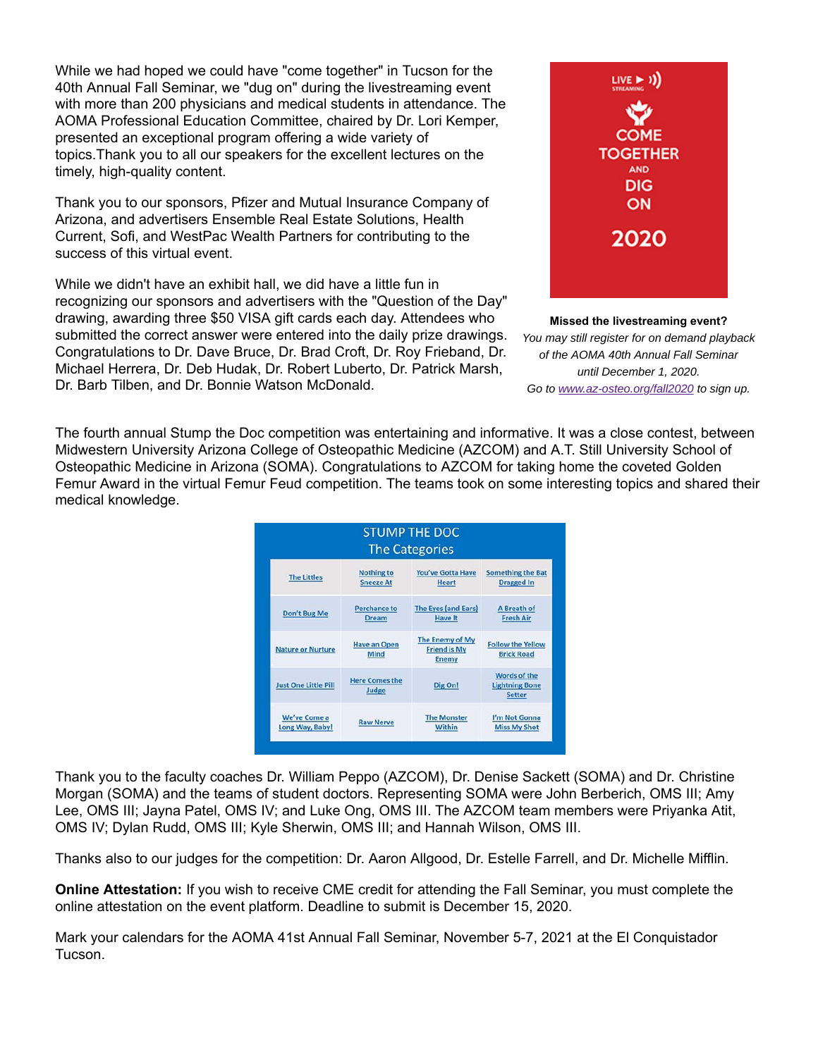While we had hoped we could have "come together" in Tucson for the 40th Annual Fall Seminar, we "dug on" during the livestreaming event with more than 200 physicians and medical students in attendance. The AOMA Professional Education Committee, chaired by Dr. Lori Kemper, presented an exceptional program offering a wide variety of topics.Thank you to all our speakers for the excellent lectures on the timely, high-quality content.

Thank you to our sponsors, Pfizer and Mutual Insurance Company of Arizona, and advertisers Ensemble Real Estate Solutions, Health Current, Sofi, and WestPac Wealth Partners for contributing to the success of this virtual event.

While we didn't have an exhibit hall, we did have a little fun in recognizing our sponsors and advertisers with the "Question of the Day" drawing, awarding three $50 VISA gift cards each day. Attendees who submitted the correct answer were entered into the daily prize drawings. Congratulations to Dr. Dave Bruce, Dr. Brad Croft, Dr. Roy Frieband, Dr. Michael Herrera, Dr. Deb Hudak, Dr. Robert Luberto, Dr. Patrick Marsh, Dr. Barb Tilben, and Dr. Bonnie Watson McDonald.

LIVE STREAMING

COME TOGETHER AND DIG ON

2020

**Missed the livestreaming event?**

*You may still register for on demand playback of the AOMA 40th Annual Fall Seminar until December 1, 2020.*

*Go to www.az-osteo.org/fall2020 to sign up.*

The fourth annual Stump the Doc competition was entertaining and informative. It was a close contest, between Midwestern University Arizona College of Osteopathic Medicine (AZCOM) and A.T. Still University School of Osteopathic Medicine in Arizona (SOMA). Congratulations to AZCOM for taking home the coveted Golden Femur Award in the virtual Femur Feud competition. The teams took on some interesting topics and shared their medical knowledge.

**STUMP THE DOC**
**The Categories**

| | | | |
|---|---|---|---|
| The Littles | Nothing to Sneeze At | You've Gotta Have Heart | Something the Bat Dragged In |
| Don't Bug Me | Perchance to Dream | The Eyes (and Ears) Have It | A Breath of Fresh Air |
| Nature or Nurture | Have an Open Mind | The Enemy of My Friend is My Enemy | Follow the Yellow Brick Road |
| Just One Little Pill | Here Comes the Judge | Dig On! | Words of the Lightning Bone Setter |
| We've Come a Long Way, Baby! | Raw Nerve | The Monster Within | I'm Not Gonna Miss My Shot |

Thank you to the faculty coaches Dr. William Peppo (AZCOM), Dr. Denise Sackett (SOMA) and Dr. Christine Morgan (SOMA) and the teams of student doctors. Representing SOMA were John Berberich, OMS III; Amy Lee, OMS III; Jayna Patel, OMS IV; and Luke Ong, OMS III. The AZCOM team members were Priyanka Atit, OMS IV; Dylan Rudd, OMS III; Kyle Sherwin, OMS III; and Hannah Wilson, OMS III.

Thanks also to our judges for the competition: Dr. Aaron Allgood, Dr. Estelle Farrell, and Dr. Michelle Mifflin.

**Online Attestation:** If you wish to receive CME credit for attending the Fall Seminar, you must complete the online attestation on the event platform. Deadline to submit is December 15, 2020.

Mark your calendars for the AOMA 41st Annual Fall Seminar, November 5-7, 2021 at the El Conquistador Tucson.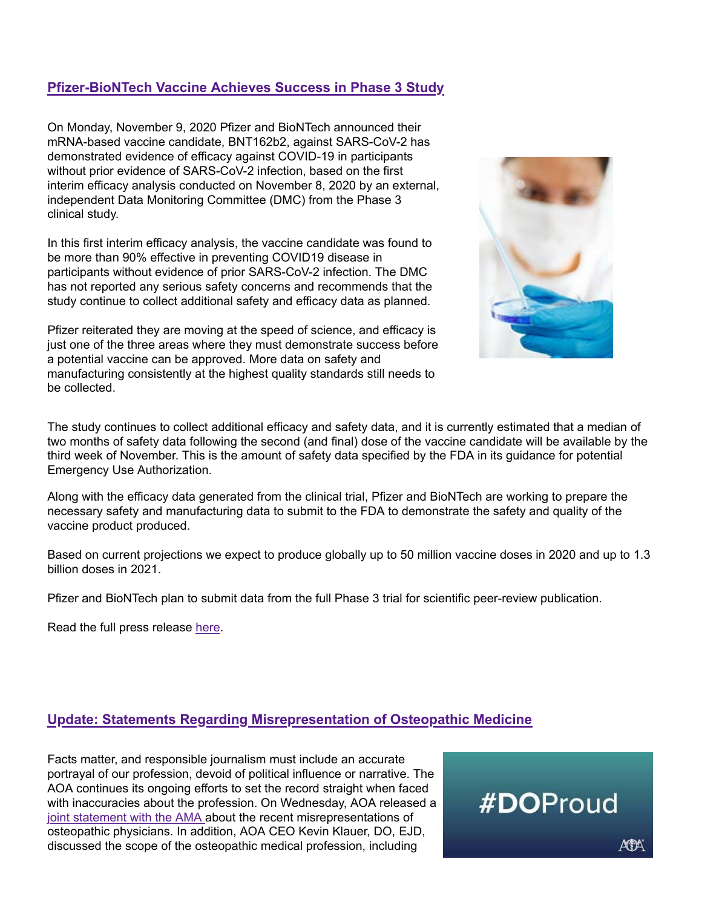## [Pfizer-BioNTech Vaccine Achieves Success in Phase 3 Study]

On Monday, November 9, 2020 Pfizer and BioNTech announced their mRNA-based vaccine candidate, BNT162b2, against SARS-CoV-2 has demonstrated evidence of efficacy against COVID-19 in participants without prior evidence of SARS-CoV-2 infection, based on the first interim efficacy analysis conducted on November 8, 2020 by an external, independent Data Monitoring Committee (DMC) from the Phase 3 clinical study.

In this first interim efficacy analysis, the vaccine candidate was found to be more than 90% effective in preventing COVID19 disease in participants without evidence of prior SARS-CoV-2 infection. The DMC has not reported any serious safety concerns and recommends that the study continue to collect additional safety and efficacy data as planned.

Pfizer reiterated they are moving at the speed of science, and efficacy is just one of the three areas where they must demonstrate success before a potential vaccine can be approved. More data on safety and manufacturing consistently at the highest quality standards still needs to be collected.

The study continues to collect additional efficacy and safety data, and it is currently estimated that a median of two months of safety data following the second (and final) dose of the vaccine candidate will be available by the third week of November. This is the amount of safety data specified by the FDA in its guidance for potential Emergency Use Authorization.

Along with the efficacy data generated from the clinical trial, Pfizer and BioNTech are working to prepare the necessary safety and manufacturing data to submit to the FDA to demonstrate the safety and quality of the vaccine product produced.

Based on current projections we expect to produce globally up to 50 million vaccine doses in 2020 and up to 1.3 billion doses in 2021.

Pfizer and BioNTech plan to submit data from the full Phase 3 trial for scientific peer-review publication.

Read the full press release here.

## Update: Statements Regarding Misrepresentation of Osteopathic Medicine

Facts matter, and responsible journalism must include an accurate portrayal of our profession, devoid of political influence or narrative. The AOA continues its ongoing efforts to set the record straight when faced with inaccuracies about the profession. On Wednesday, AOA released a joint statement with the AMA about the recent misrepresentations of osteopathic physicians. In addition, AOA CEO Kevin Klauer, DO, EJD, discussed the scope of the osteopathic medical profession, including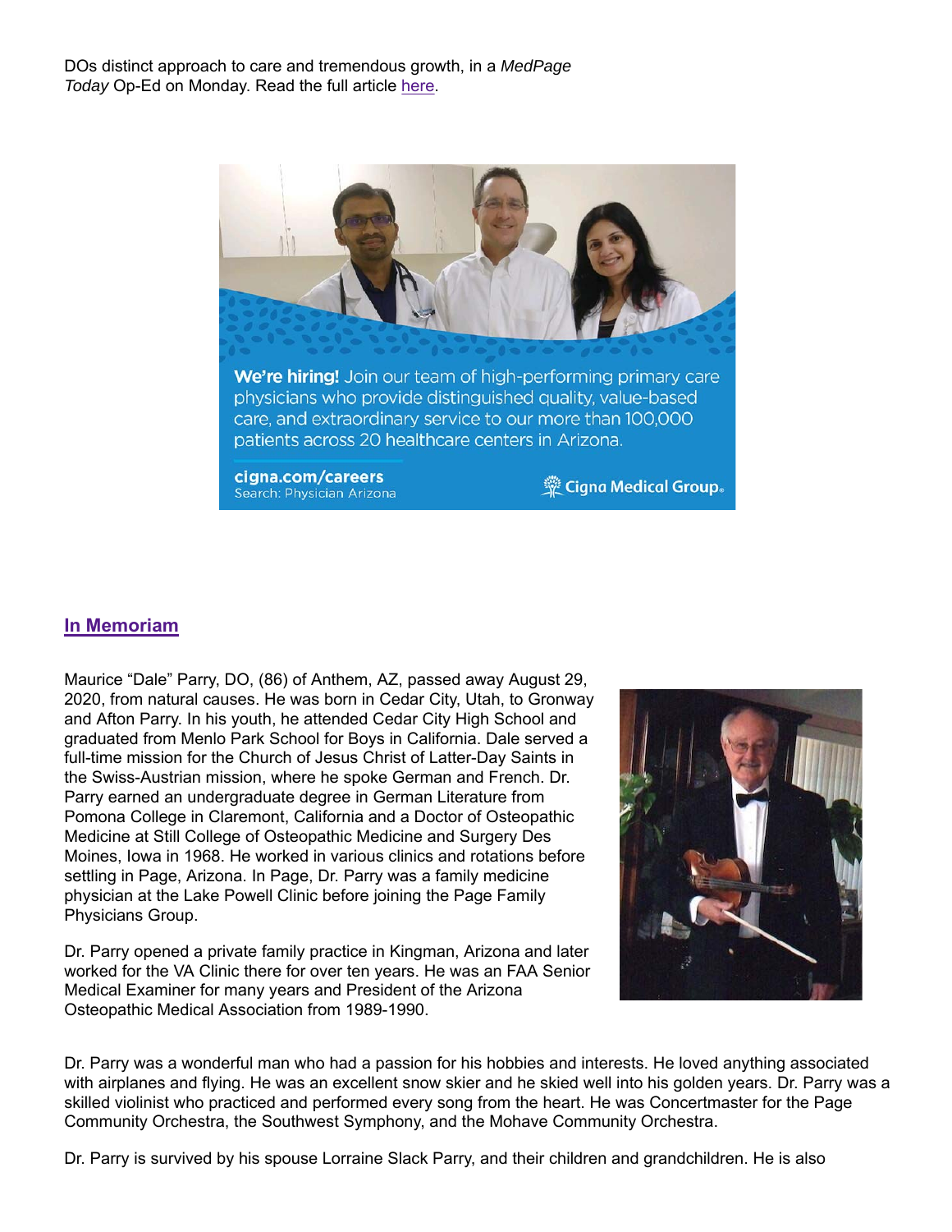DOs distinct approach to care and tremendous growth, in a *MedPage Today* Op-Ed on Monday. Read the full article [here](#).

**We're hiring!** Join our team of high-performing primary care physicians who provide distinguished quality, value-based care, and extraordinary service to our more than 100,000 patients across 20 healthcare centers in Arizona.

**cigna.com/careers**
Search: Physician Arizona

**Cigna Medical Group.**

## [In Memoriam](#)

Maurice "Dale" Parry, DO, (86) of Anthem, AZ, passed away August 29, 2020, from natural causes. He was born in Cedar City, Utah, to Gronway and Afton Parry. In his youth, he attended Cedar City High School and graduated from Menlo Park School for Boys in California. Dale served a full-time mission for the Church of Jesus Christ of Latter-Day Saints in the Swiss-Austrian mission, where he spoke German and French. Dr. Parry earned an undergraduate degree in German Literature from Pomona College in Claremont, California and a Doctor of Osteopathic Medicine at Still College of Osteopathic Medicine and Surgery Des Moines, Iowa in 1968. He worked in various clinics and rotations before settling in Page, Arizona. In Page, Dr. Parry was a family medicine physician at the Lake Powell Clinic before joining the Page Family Physicians Group.

Dr. Parry opened a private family practice in Kingman, Arizona and later worked for the VA Clinic there for over ten years. He was an FAA Senior Medical Examiner for many years and President of the Arizona Osteopathic Medical Association from 1989-1990.

Dr. Parry was a wonderful man who had a passion for his hobbies and interests. He loved anything associated with airplanes and flying. He was an excellent snow skier and he skied well into his golden years. Dr. Parry was a skilled violinist who practiced and performed every song from the heart. He was Concertmaster for the Page Community Orchestra, the Southwest Symphony, and the Mohave Community Orchestra.

Dr. Parry is survived by his spouse Lorraine Slack Parry, and their children and grandchildren. He is also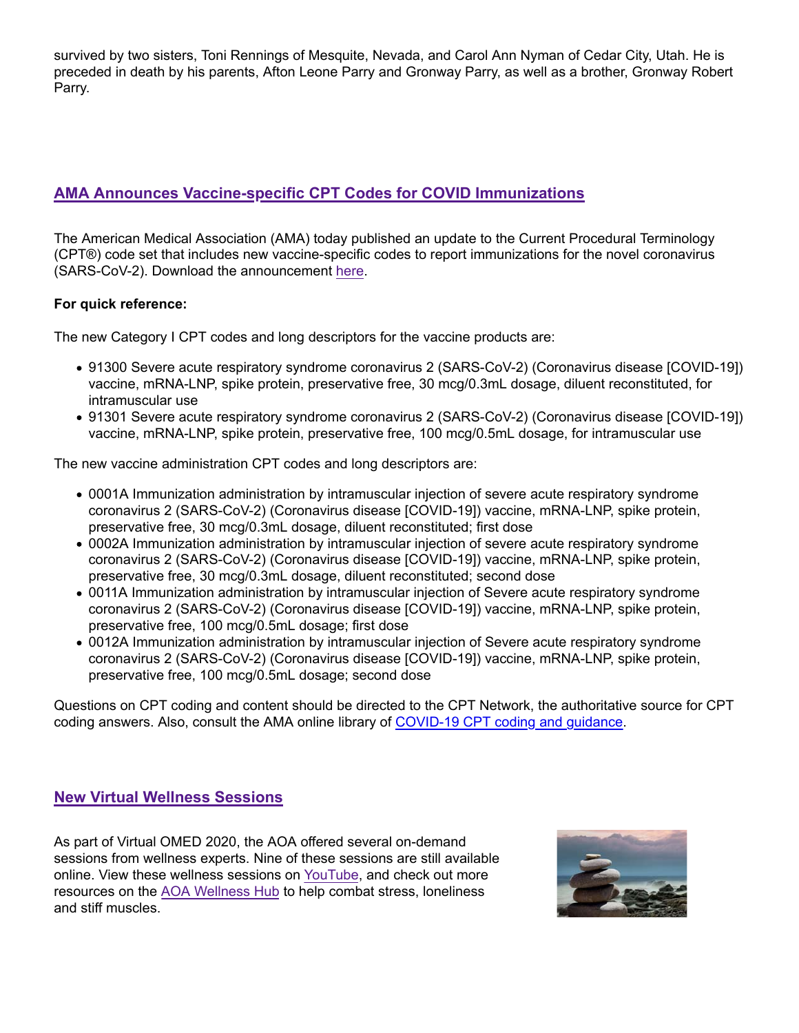survived by two sisters, Toni Rennings of Mesquite, Nevada, and Carol Ann Nyman of Cedar City, Utah. He is preceded in death by his parents, Afton Leone Parry and Gronway Parry, as well as a brother, Gronway Robert Parry.

## AMA Announces Vaccine-specific CPT Codes for COVID Immunizations

The American Medical Association (AMA) today published an update to the Current Procedural Terminology (CPT®) code set that includes new vaccine-specific codes to report immunizations for the novel coronavirus (SARS-CoV-2). Download the announcement here.

**For quick reference:**

The new Category I CPT codes and long descriptors for the vaccine products are:

- 91300 Severe acute respiratory syndrome coronavirus 2 (SARS-CoV-2) (Coronavirus disease [COVID-19]) vaccine, mRNA-LNP, spike protein, preservative free, 30 mcg/0.3mL dosage, diluent reconstituted, for intramuscular use
- 91301 Severe acute respiratory syndrome coronavirus 2 (SARS-CoV-2) (Coronavirus disease [COVID-19]) vaccine, mRNA-LNP, spike protein, preservative free, 100 mcg/0.5mL dosage, for intramuscular use

The new vaccine administration CPT codes and long descriptors are:

- 0001A Immunization administration by intramuscular injection of severe acute respiratory syndrome coronavirus 2 (SARS-CoV-2) (Coronavirus disease [COVID-19]) vaccine, mRNA-LNP, spike protein, preservative free, 30 mcg/0.3mL dosage, diluent reconstituted; first dose
- 0002A Immunization administration by intramuscular injection of severe acute respiratory syndrome coronavirus 2 (SARS-CoV-2) (Coronavirus disease [COVID-19]) vaccine, mRNA-LNP, spike protein, preservative free, 30 mcg/0.3mL dosage, diluent reconstituted; second dose
- 0011A Immunization administration by intramuscular injection of Severe acute respiratory syndrome coronavirus 2 (SARS-CoV-2) (Coronavirus disease [COVID-19]) vaccine, mRNA-LNP, spike protein, preservative free, 100 mcg/0.5mL dosage; first dose
- 0012A Immunization administration by intramuscular injection of Severe acute respiratory syndrome coronavirus 2 (SARS-CoV-2) (Coronavirus disease [COVID-19]) vaccine, mRNA-LNP, spike protein, preservative free, 100 mcg/0.5mL dosage; second dose

Questions on CPT coding and content should be directed to the CPT Network, the authoritative source for CPT coding answers. Also, consult the AMA online library of COVID-19 CPT coding and guidance.

## New Virtual Wellness Sessions

As part of Virtual OMED 2020, the AOA offered several on-demand sessions from wellness experts. Nine of these sessions are still available online. View these wellness sessions on YouTube, and check out more resources on the AOA Wellness Hub to help combat stress, loneliness and stiff muscles.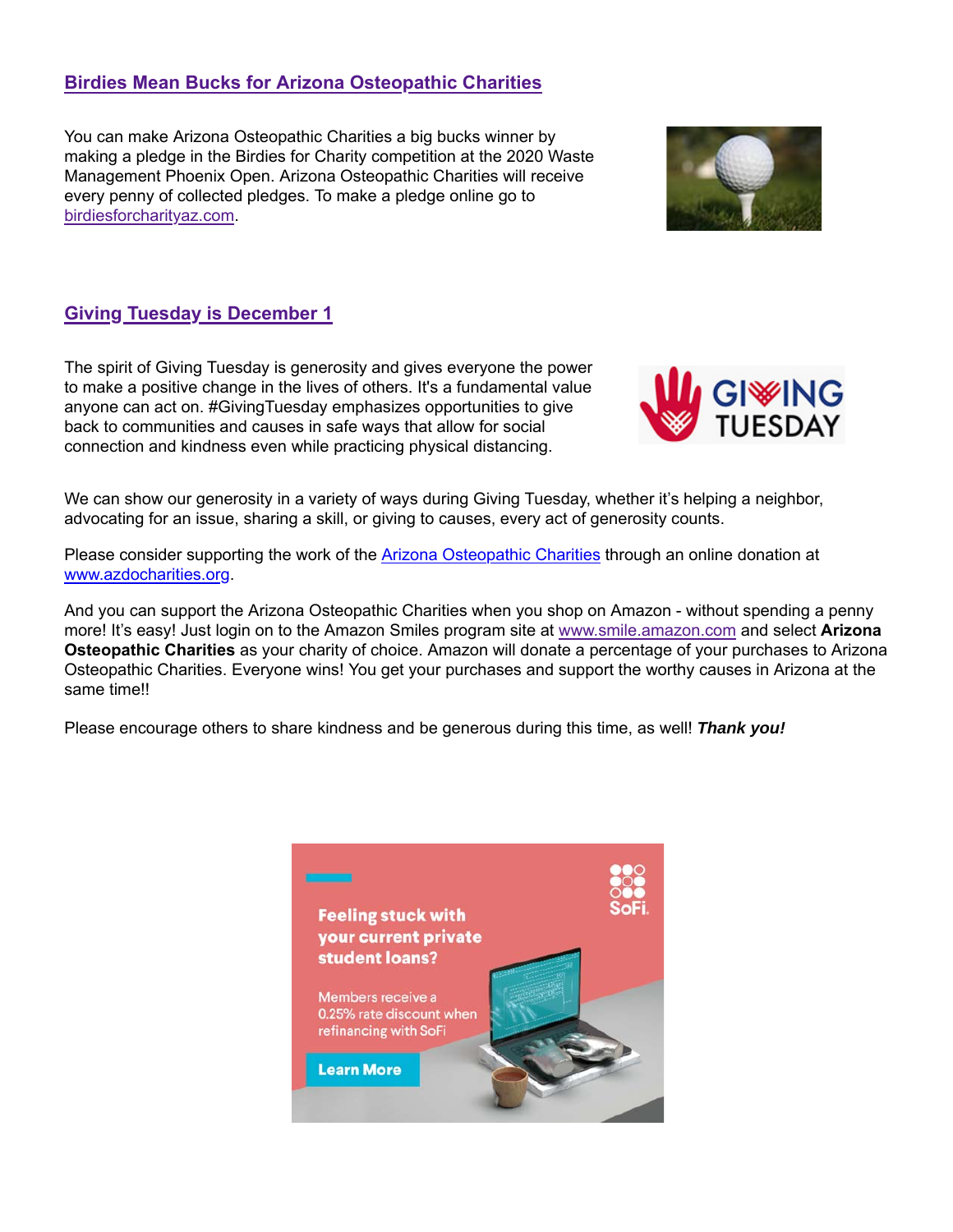## Birdies Mean Bucks for Arizona Osteopathic Charities

You can make Arizona Osteopathic Charities a big bucks winner by making a pledge in the Birdies for Charity competition at the 2020 Waste Management Phoenix Open. Arizona Osteopathic Charities will receive every penny of collected pledges. To make a pledge online go to birdiesforcharityaz.com.

## Giving Tuesday is December 1

The spirit of Giving Tuesday is generosity and gives everyone the power to make a positive change in the lives of others. It's a fundamental value anyone can act on. #GivingTuesday emphasizes opportunities to give back to communities and causes in safe ways that allow for social connection and kindness even while practicing physical distancing.

We can show our generosity in a variety of ways during Giving Tuesday, whether it's helping a neighbor, advocating for an issue, sharing a skill, or giving to causes, every act of generosity counts.

Please consider supporting the work of the Arizona Osteopathic Charities through an online donation at www.azdocharities.org.

And you can support the Arizona Osteopathic Charities when you shop on Amazon - without spending a penny more! It's easy! Just login on to the Amazon Smiles program site at www.smile.amazon.com and select **Arizona Osteopathic Charities** as your charity of choice. Amazon will donate a percentage of your purchases to Arizona Osteopathic Charities. Everyone wins! You get your purchases and support the worthy causes in Arizona at the same time!!

Please encourage others to share kindness and be generous during this time, as well! ***Thank you!***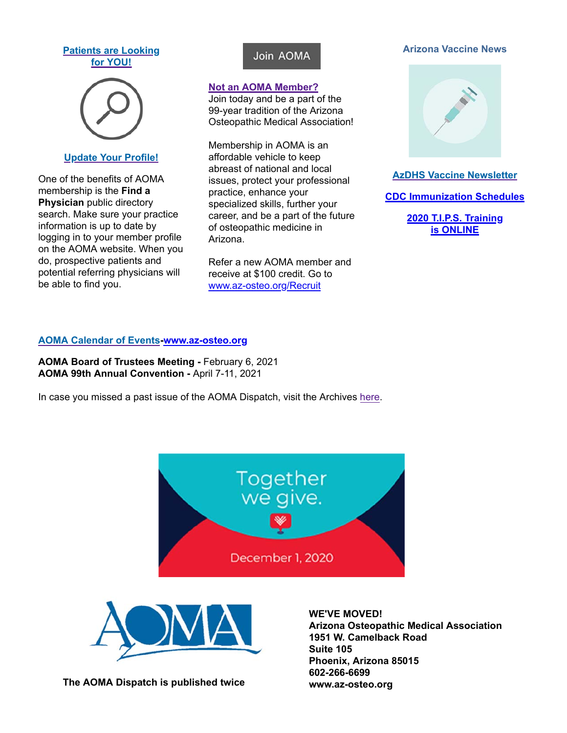**Patients are Looking for YOU!**

**Update Your Profile!**

One of the benefits of AOMA membership is the **Find a Physician** public directory search. Make sure your practice information is up to date by logging in to your member profile on the AOMA website. When you do, prospective patients and potential referring physicians will be able to find you.

Join AOMA

**Not an AOMA Member?**
Join today and be a part of the 99-year tradition of the Arizona Osteopathic Medical Association!

Membership in AOMA is an affordable vehicle to keep abreast of national and local issues, protect your professional practice, enhance your specialized skills, further your career, and be a part of the future of osteopathic medicine in Arizona.

Refer a new AOMA member and receive at $100 credit. Go to www.az-osteo.org/Recruit

**Arizona Vaccine News**

**AzDHS Vaccine Newsletter**

**CDC Immunization Schedules**

**2020 T.I.P.S. Training is ONLINE**

**AOMA Calendar of Events-www.az-osteo.org**

**AOMA Board of Trustees Meeting -** February 6, 2021
**AOMA 99th Annual Convention -** April 7-11, 2021

In case you missed a past issue of the AOMA Dispatch, visit the Archives here.

Together we give.
December 1, 2020

AOMA

**The AOMA Dispatch is published twice**

**WE'VE MOVED!**
**Arizona Osteopathic Medical Association**
**1951 W. Camelback Road**
**Suite 105**
**Phoenix, Arizona 85015**
**602-266-6699**
**www.az-osteo.org**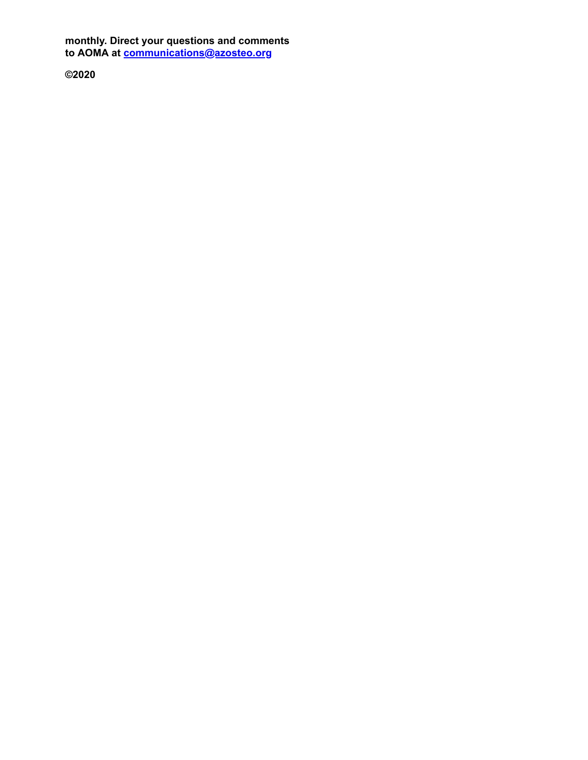**monthly. Direct your questions and comments to AOMA at [communications@azosteo.org](mailto:communications@azosteo.org)**

**©2020**